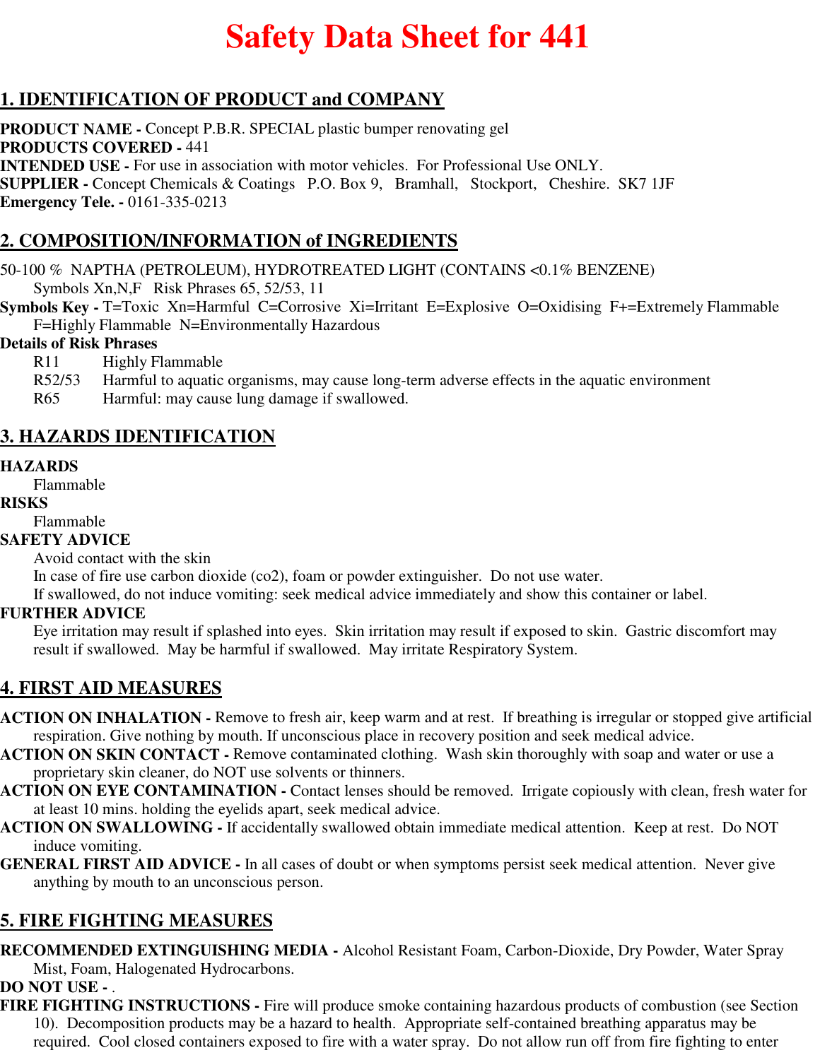# Safety Data Sheet for 441

## 1. IDENTIFICATION OF PRODUCT and COMPANY

**PRODUCT NAME -** Concept P.B.R. SPECIAL plastic bumper renovating gel
**PRODUCTS COVERED -** 441
**INTENDED USE -** For use in association with motor vehicles. For Professional Use ONLY.
**SUPPLIER -** Concept Chemicals & Coatings P.O. Box 9, Bramhall, Stockport, Cheshire. SK7 1JF
**Emergency Tele. -** 0161-335-0213

## 2. COMPOSITION/INFORMATION of INGREDIENTS

50-100 % NAPTHA (PETROLEUM), HYDROTREATED LIGHT (CONTAINS <0.1% BENZENE)
Symbols Xn,N,F Risk Phrases 65, 52/53, 11

**Symbols Key -** T=Toxic Xn=Harmful C=Corrosive Xi=Irritant E=Explosive O=Oxidising F+=Extremely Flammable F=Highly Flammable N=Environmentally Hazardous

**Details of Risk Phrases**

- R11 Highly Flammable
- R52/53 Harmful to aquatic organisms, may cause long-term adverse effects in the aquatic environment
- R65 Harmful: may cause lung damage if swallowed.

## 3. HAZARDS IDENTIFICATION

**HAZARDS**
Flammable

**RISKS**
Flammable

**SAFETY ADVICE**
Avoid contact with the skin
In case of fire use carbon dioxide (co2), foam or powder extinguisher. Do not use water.
If swallowed, do not induce vomiting: seek medical advice immediately and show this container or label.

**FURTHER ADVICE**
Eye irritation may result if splashed into eyes. Skin irritation may result if exposed to skin. Gastric discomfort may result if swallowed. May be harmful if swallowed. May irritate Respiratory System.

## 4. FIRST AID MEASURES

**ACTION ON INHALATION -** Remove to fresh air, keep warm and at rest. If breathing is irregular or stopped give artificial respiration. Give nothing by mouth. If unconscious place in recovery position and seek medical advice.
**ACTION ON SKIN CONTACT -** Remove contaminated clothing. Wash skin thoroughly with soap and water or use a proprietary skin cleaner, do NOT use solvents or thinners.
**ACTION ON EYE CONTAMINATION -** Contact lenses should be removed. Irrigate copiously with clean, fresh water for at least 10 mins. holding the eyelids apart, seek medical advice.
**ACTION ON SWALLOWING -** If accidentally swallowed obtain immediate medical attention. Keep at rest. Do NOT induce vomiting.
**GENERAL FIRST AID ADVICE -** In all cases of doubt or when symptoms persist seek medical attention. Never give anything by mouth to an unconscious person.

## 5. FIRE FIGHTING MEASURES

**RECOMMENDED EXTINGUISHING MEDIA -** Alcohol Resistant Foam, Carbon-Dioxide, Dry Powder, Water Spray Mist, Foam, Halogenated Hydrocarbons.
**DO NOT USE -** .
**FIRE FIGHTING INSTRUCTIONS -** Fire will produce smoke containing hazardous products of combustion (see Section 10). Decomposition products may be a hazard to health. Appropriate self-contained breathing apparatus may be required. Cool closed containers exposed to fire with a water spray. Do not allow run off from fire fighting to enter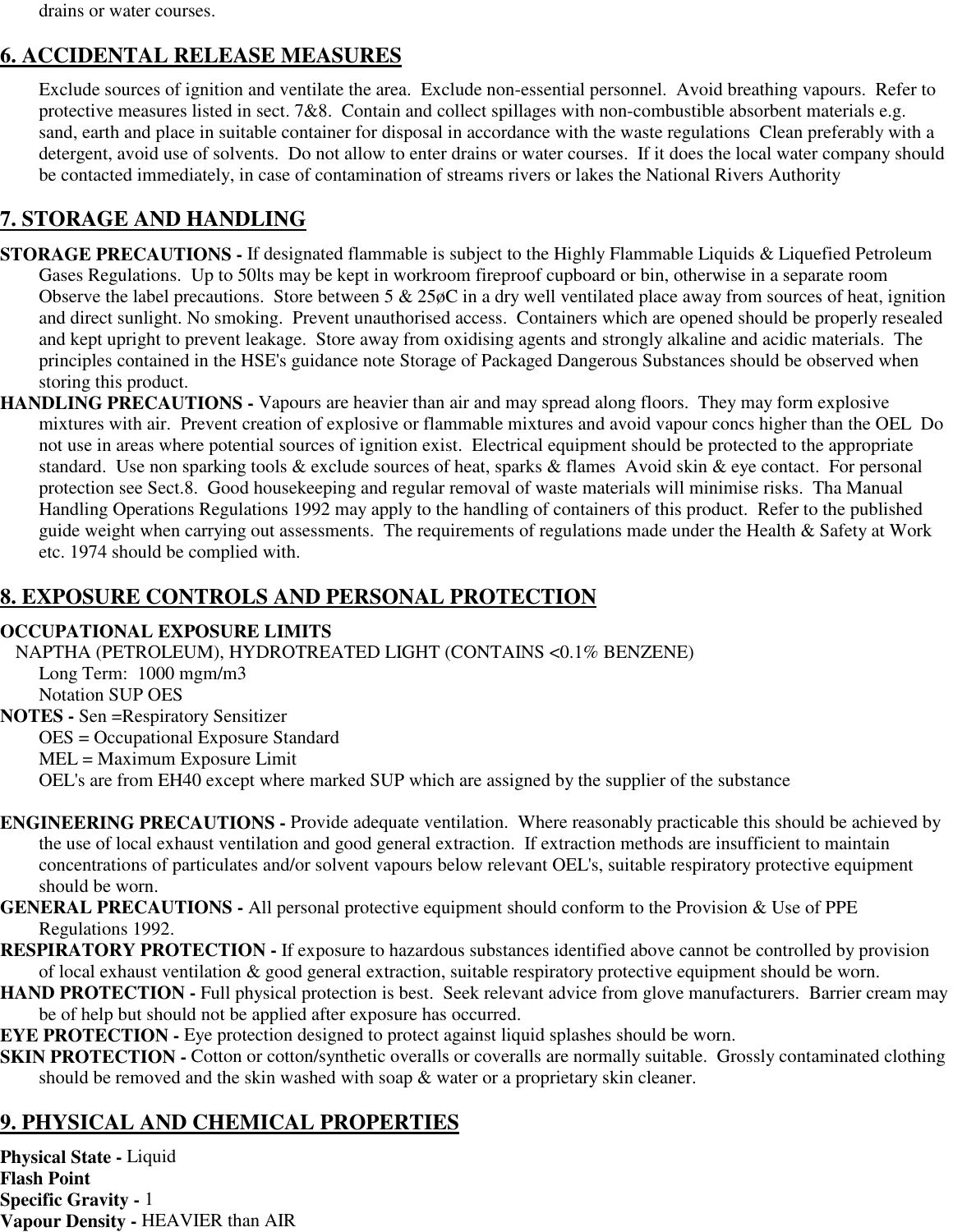drains or water courses.

## 6. ACCIDENTAL RELEASE MEASURES

Exclude sources of ignition and ventilate the area. Exclude non-essential personnel. Avoid breathing vapours. Refer to protective measures listed in sect. 7&8. Contain and collect spillages with non-combustible absorbent materials e.g. sand, earth and place in suitable container for disposal in accordance with the waste regulations Clean preferably with a detergent, avoid use of solvents. Do not allow to enter drains or water courses. If it does the local water company should be contacted immediately, in case of contamination of streams rivers or lakes the National Rivers Authority

## 7. STORAGE AND HANDLING

**STORAGE PRECAUTIONS -** If designated flammable is subject to the Highly Flammable Liquids & Liquefied Petroleum Gases Regulations. Up to 50lts may be kept in workroom fireproof cupboard or bin, otherwise in a separate room Observe the label precautions. Store between 5 & 25øC in a dry well ventilated place away from sources of heat, ignition and direct sunlight. No smoking. Prevent unauthorised access. Containers which are opened should be properly resealed and kept upright to prevent leakage. Store away from oxidising agents and strongly alkaline and acidic materials. The principles contained in the HSE's guidance note Storage of Packaged Dangerous Substances should be observed when storing this product.

**HANDLING PRECAUTIONS -** Vapours are heavier than air and may spread along floors. They may form explosive mixtures with air. Prevent creation of explosive or flammable mixtures and avoid vapour concs higher than the OEL Do not use in areas where potential sources of ignition exist. Electrical equipment should be protected to the appropriate standard. Use non sparking tools & exclude sources of heat, sparks & flames Avoid skin & eye contact. For personal protection see Sect.8. Good housekeeping and regular removal of waste materials will minimise risks. Tha Manual Handling Operations Regulations 1992 may apply to the handling of containers of this product. Refer to the published guide weight when carrying out assessments. The requirements of regulations made under the Health & Safety at Work etc. 1974 should be complied with.

## 8. EXPOSURE CONTROLS AND PERSONAL PROTECTION

**OCCUPATIONAL EXPOSURE LIMITS**

NAPTHA (PETROLEUM), HYDROTREATED LIGHT (CONTAINS <0.1% BENZENE)

Long Term: 1000 mgm/m3

Notation SUP OES

**NOTES -** Sen =Respiratory Sensitizer

OES = Occupational Exposure Standard

MEL = Maximum Exposure Limit

OEL's are from EH40 except where marked SUP which are assigned by the supplier of the substance

**ENGINEERING PRECAUTIONS -** Provide adequate ventilation. Where reasonably practicable this should be achieved by the use of local exhaust ventilation and good general extraction. If extraction methods are insufficient to maintain concentrations of particulates and/or solvent vapours below relevant OEL's, suitable respiratory protective equipment should be worn.

**GENERAL PRECAUTIONS -** All personal protective equipment should conform to the Provision & Use of PPE Regulations 1992.

**RESPIRATORY PROTECTION -** If exposure to hazardous substances identified above cannot be controlled by provision of local exhaust ventilation & good general extraction, suitable respiratory protective equipment should be worn.

**HAND PROTECTION -** Full physical protection is best. Seek relevant advice from glove manufacturers. Barrier cream may be of help but should not be applied after exposure has occurred.

**EYE PROTECTION -** Eye protection designed to protect against liquid splashes should be worn.

**SKIN PROTECTION -** Cotton or cotton/synthetic overalls or coveralls are normally suitable. Grossly contaminated clothing should be removed and the skin washed with soap & water or a proprietary skin cleaner.

## 9. PHYSICAL AND CHEMICAL PROPERTIES

**Physical State -** Liquid

**Flash Point**

**Specific Gravity -** 1

**Vapour Density -** HEAVIER than AIR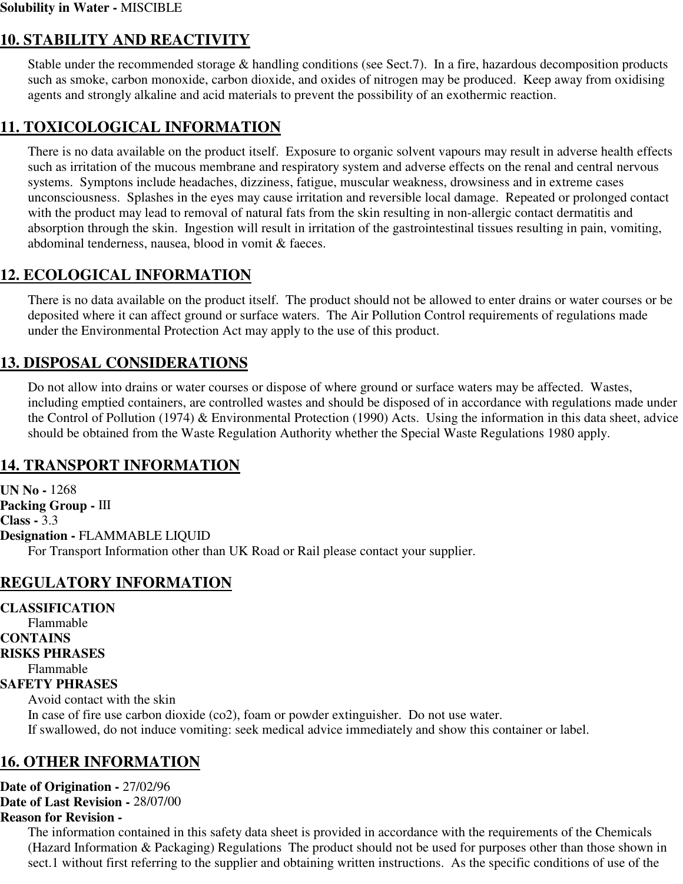**Solubility in Water -** MISCIBLE

## 10. STABILITY AND REACTIVITY

Stable under the recommended storage & handling conditions (see Sect.7). In a fire, hazardous decomposition products such as smoke, carbon monoxide, carbon dioxide, and oxides of nitrogen may be produced. Keep away from oxidising agents and strongly alkaline and acid materials to prevent the possibility of an exothermic reaction.

## 11. TOXICOLOGICAL INFORMATION

There is no data available on the product itself. Exposure to organic solvent vapours may result in adverse health effects such as irritation of the mucous membrane and respiratory system and adverse effects on the renal and central nervous systems. Symptons include headaches, dizziness, fatigue, muscular weakness, drowsiness and in extreme cases unconsciousness. Splashes in the eyes may cause irritation and reversible local damage. Repeated or prolonged contact with the product may lead to removal of natural fats from the skin resulting in non-allergic contact dermatitis and absorption through the skin. Ingestion will result in irritation of the gastrointestinal tissues resulting in pain, vomiting, abdominal tenderness, nausea, blood in vomit & faeces.

## 12. ECOLOGICAL INFORMATION

There is no data available on the product itself. The product should not be allowed to enter drains or water courses or be deposited where it can affect ground or surface waters. The Air Pollution Control requirements of regulations made under the Environmental Protection Act may apply to the use of this product.

## 13. DISPOSAL CONSIDERATIONS

Do not allow into drains or water courses or dispose of where ground or surface waters may be affected. Wastes, including emptied containers, are controlled wastes and should be disposed of in accordance with regulations made under the Control of Pollution (1974) & Environmental Protection (1990) Acts. Using the information in this data sheet, advice should be obtained from the Waste Regulation Authority whether the Special Waste Regulations 1980 apply.

## 14. TRANSPORT INFORMATION

**UN No -** 1268
**Packing Group -** III
**Class -** 3.3
**Designation -** FLAMMABLE LIQUID

For Transport Information other than UK Road or Rail please contact your supplier.

## REGULATORY INFORMATION

**CLASSIFICATION**

Flammable

**CONTAINS**

**RISKS PHRASES**

Flammable

**SAFETY PHRASES**

Avoid contact with the skin
In case of fire use carbon dioxide (co2), foam or powder extinguisher. Do not use water.
If swallowed, do not induce vomiting: seek medical advice immediately and show this container or label.

## 16. OTHER INFORMATION

**Date of Origination -** 27/02/96
**Date of Last Revision -** 28/07/00
**Reason for Revision -**

The information contained in this safety data sheet is provided in accordance with the requirements of the Chemicals (Hazard Information & Packaging) Regulations The product should not be used for purposes other than those shown in sect.1 without first referring to the supplier and obtaining written instructions. As the specific conditions of use of the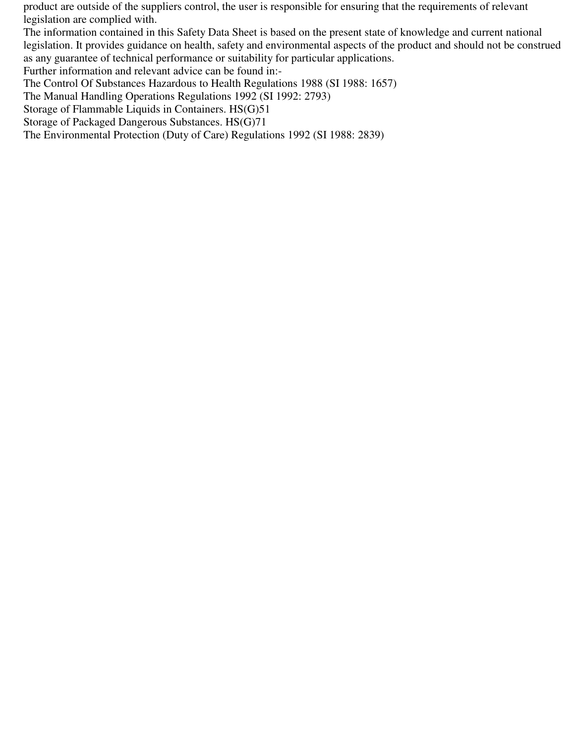product are outside of the suppliers control, the user is responsible for ensuring that the requirements of relevant legislation are complied with.

The information contained in this Safety Data Sheet is based on the present state of knowledge and current national legislation. It provides guidance on health, safety and environmental aspects of the product and should not be construed as any guarantee of technical performance or suitability for particular applications.

Further information and relevant advice can be found in:-

The Control Of Substances Hazardous to Health Regulations 1988 (SI 1988: 1657)

The Manual Handling Operations Regulations 1992 (SI 1992: 2793)

Storage of Flammable Liquids in Containers. HS(G)51

Storage of Packaged Dangerous Substances. HS(G)71

The Environmental Protection (Duty of Care) Regulations 1992 (SI 1988: 2839)